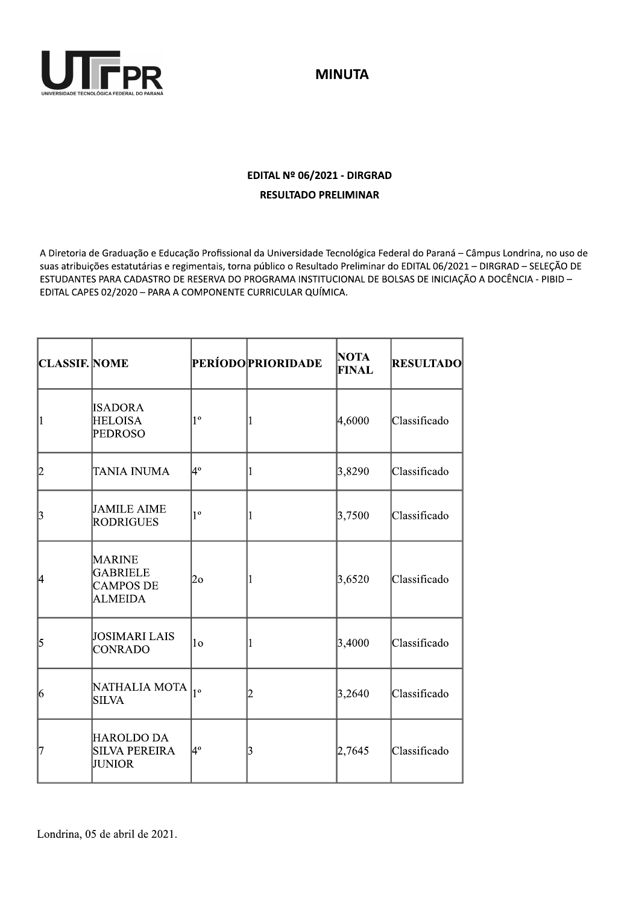UTFPR
UNIVERSIDADE TECNOLÓGICA FEDERAL DO PARANÁ

**MINUTA**

**EDITAL Nº 06/2021 - DIRGRAD**

**RESULTADO PRELIMINAR**

A Diretoria de Graduação e Educação Profissional da Universidade Tecnológica Federal do Paraná – Câmpus Londrina, no uso de suas atribuições estatutárias e regimentais, torna público o Resultado Preliminar do EDITAL 06/2021 – DIRGRAD – SELEÇÃO DE ESTUDANTES PARA CADASTRO DE RESERVA DO PROGRAMA INSTITUCIONAL DE BOLSAS DE INICIAÇÃO A DOCÊNCIA - PIBID – EDITAL CAPES 02/2020 – PARA A COMPONENTE CURRICULAR QUÍMICA.

| CLASSIF. | NOME | PERÍODO | PRIORIDADE | NOTA FINAL | RESULTADO |
|---|---|---|---|---|---|
| 1 | ISADORA HELOISA PEDROSO | 1º | 1 | 4,6000 | Classificado |
| 2 | TANIA INUMA | 4º | 1 | 3,8290 | Classificado |
| 3 | JAMILE AIME RODRIGUES | 1º | 1 | 3,7500 | Classificado |
| 4 | MARINE GABRIELE CAMPOS DE ALMEIDA | 2o | 1 | 3,6520 | Classificado |
| 5 | JOSIMARI LAIS CONRADO | 1o | 1 | 3,4000 | Classificado |
| 6 | NATHALIA MOTA SILVA | 1º | 2 | 3,2640 | Classificado |
| 7 | HAROLDO DA SILVA PEREIRA JUNIOR | 4º | 3 | 2,7645 | Classificado |

Londrina, 05 de abril de 2021.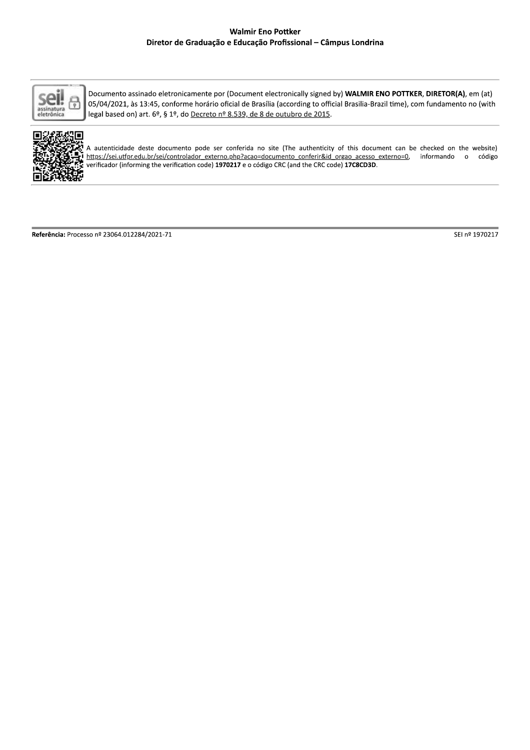**Walmir Eno Pottker**
**Diretor de Graduação e Educação Profissional – Câmpus Londrina**

---

Documento assinado eletronicamente por (Document electronically signed by) **WALMIR ENO POTTKER**, **DIRETOR(A)**, em (at) 05/04/2021, às 13:45, conforme horário oficial de Brasília (according to official Brasilia-Brazil time), com fundamento no (with legal based on) art. 6º, § 1º, do Decreto nº 8.539, de 8 de outubro de 2015.

---

A autenticidade deste documento pode ser conferida no site (The authenticity of this document can be checked on the website) https://sei.utfpr.edu.br/sei/controlador_externo.php?acao=documento_conferir&id_orgao_acesso_externo=0, informando o código verificador (informing the verification code) **1970217** e o código CRC (and the CRC code) **17C8CD3D**.

---

**Referência:** Processo nº 23064.012284/2021-71 SEI nº 1970217